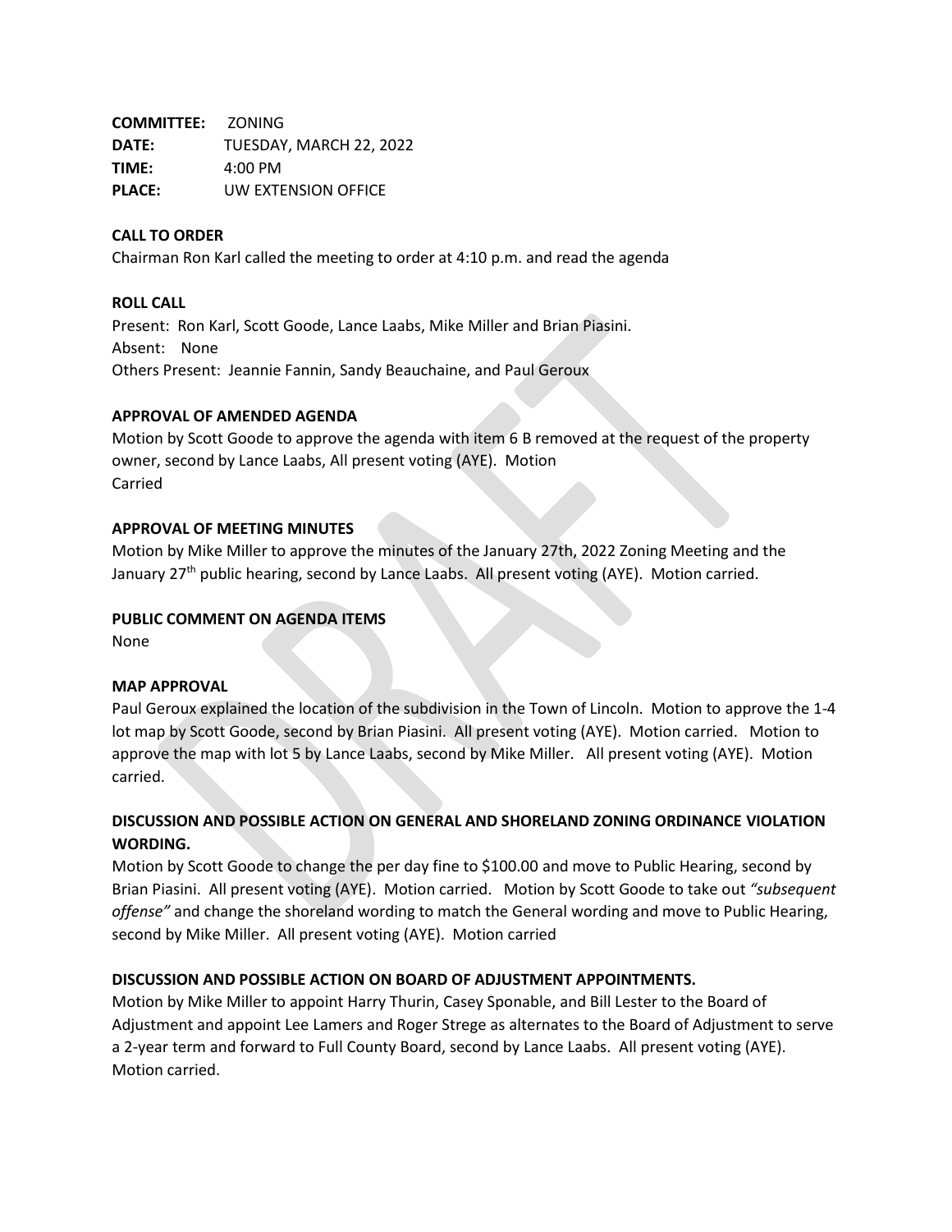**COMMITTEE:** ZONING
**DATE:** TUESDAY, MARCH 22, 2022
**TIME:** 4:00 PM
**PLACE:** UW EXTENSION OFFICE

**CALL TO ORDER**

Chairman Ron Karl called the meeting to order at 4:10 p.m. and read the agenda

**ROLL CALL**

Present: Ron Karl, Scott Goode, Lance Laabs, Mike Miller and Brian Piasini.
Absent: None
Others Present: Jeannie Fannin, Sandy Beauchaine, and Paul Geroux

**APPROVAL OF AMENDED AGENDA**

Motion by Scott Goode to approve the agenda with item 6 B removed at the request of the property owner, second by Lance Laabs, All present voting (AYE). Motion Carried

**APPROVAL OF MEETING MINUTES**

Motion by Mike Miller to approve the minutes of the January 27th, 2022 Zoning Meeting and the January 27th public hearing, second by Lance Laabs. All present voting (AYE). Motion carried.

**PUBLIC COMMENT ON AGENDA ITEMS**

None

**MAP APPROVAL**

Paul Geroux explained the location of the subdivision in the Town of Lincoln. Motion to approve the 1-4 lot map by Scott Goode, second by Brian Piasini. All present voting (AYE). Motion carried. Motion to approve the map with lot 5 by Lance Laabs, second by Mike Miller. All present voting (AYE). Motion carried.

**DISCUSSION AND POSSIBLE ACTION ON GENERAL AND SHORELAND ZONING ORDINANCE VIOLATION WORDING.**

Motion by Scott Goode to change the per day fine to $100.00 and move to Public Hearing, second by Brian Piasini. All present voting (AYE). Motion carried. Motion by Scott Goode to take out *"subsequent offense"* and change the shoreland wording to match the General wording and move to Public Hearing, second by Mike Miller. All present voting (AYE). Motion carried

**DISCUSSION AND POSSIBLE ACTION ON BOARD OF ADJUSTMENT APPOINTMENTS.**

Motion by Mike Miller to appoint Harry Thurin, Casey Sponable, and Bill Lester to the Board of Adjustment and appoint Lee Lamers and Roger Strege as alternates to the Board of Adjustment to serve a 2-year term and forward to Full County Board, second by Lance Laabs. All present voting (AYE). Motion carried.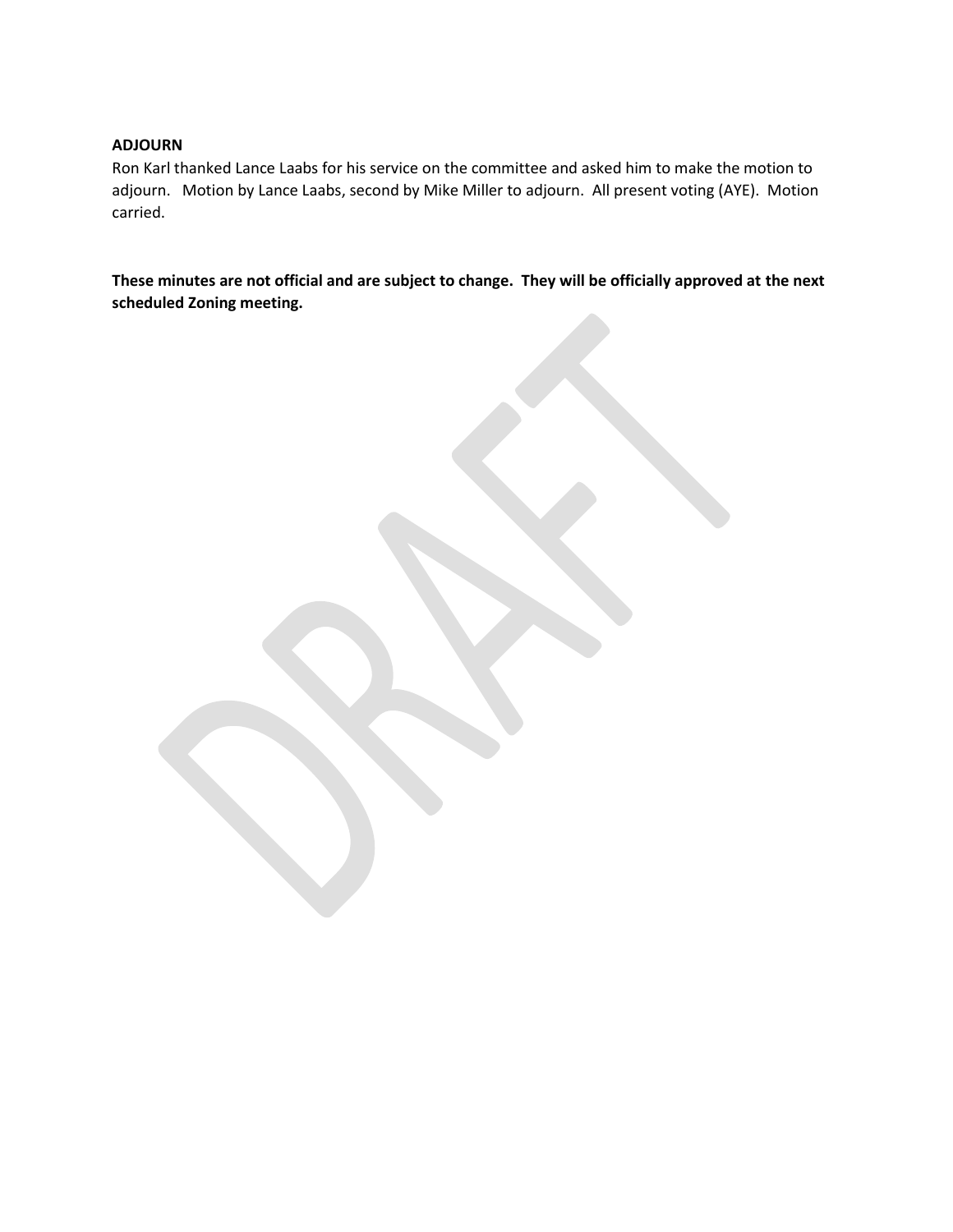**ADJOURN**

Ron Karl thanked Lance Laabs for his service on the committee and asked him to make the motion to adjourn. Motion by Lance Laabs, second by Mike Miller to adjourn. All present voting (AYE). Motion carried.

**These minutes are not official and are subject to change. They will be officially approved at the next scheduled Zoning meeting.**